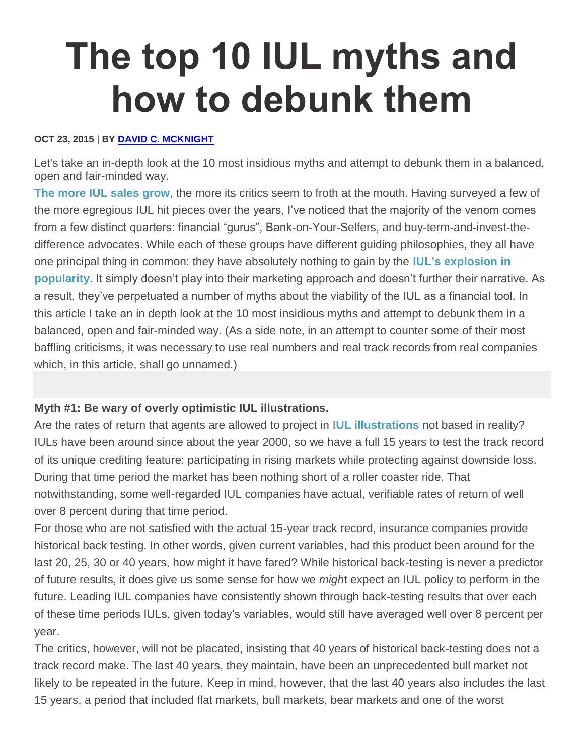# The top 10 IUL myths and how to debunk them

**OCT 23, 2015** | **BY DAVID C. MCKNIGHT**

Let's take an in-depth look at the 10 most insidious myths and attempt to debunk them in a balanced, open and fair-minded way.

**The more IUL sales grow**, the more its critics seem to froth at the mouth. Having surveyed a few of the more egregious IUL hit pieces over the years, I've noticed that the majority of the venom comes from a few distinct quarters: financial "gurus", Bank-on-Your-Selfers, and buy-term-and-invest-the-difference advocates. While each of these groups have different guiding philosophies, they all have one principal thing in common: they have absolutely nothing to gain by the **IUL's explosion in popularity**. It simply doesn't play into their marketing approach and doesn't further their narrative. As a result, they've perpetuated a number of myths about the viability of the IUL as a financial tool. In this article I take an in depth look at the 10 most insidious myths and attempt to debunk them in a balanced, open and fair-minded way. (As a side note, in an attempt to counter some of their most baffling criticisms, it was necessary to use real numbers and real track records from real companies which, in this article, shall go unnamed.)

**Myth #1: Be wary of overly optimistic IUL illustrations.**

Are the rates of return that agents are allowed to project in **IUL illustrations** not based in reality? IULs have been around since about the year 2000, so we have a full 15 years to test the track record of its unique crediting feature: participating in rising markets while protecting against downside loss. During that time period the market has been nothing short of a roller coaster ride. That notwithstanding, some well-regarded IUL companies have actual, verifiable rates of return of well over 8 percent during that time period.

For those who are not satisfied with the actual 15-year track record, insurance companies provide historical back testing. In other words, given current variables, had this product been around for the last 20, 25, 30 or 40 years, how might it have fared? While historical back-testing is never a predictor of future results, it does give us some sense for how we *migh*t expect an IUL policy to perform in the future. Leading IUL companies have consistently shown through back-testing results that over each of these time periods IULs, given today's variables, would still have averaged well over 8 percent per year.

The critics, however, will not be placated, insisting that 40 years of historical back-testing does not a track record make. The last 40 years, they maintain, have been an unprecedented bull market not likely to be repeated in the future. Keep in mind, however, that the last 40 years also includes the last 15 years, a period that included flat markets, bull markets, bear markets and one of the worst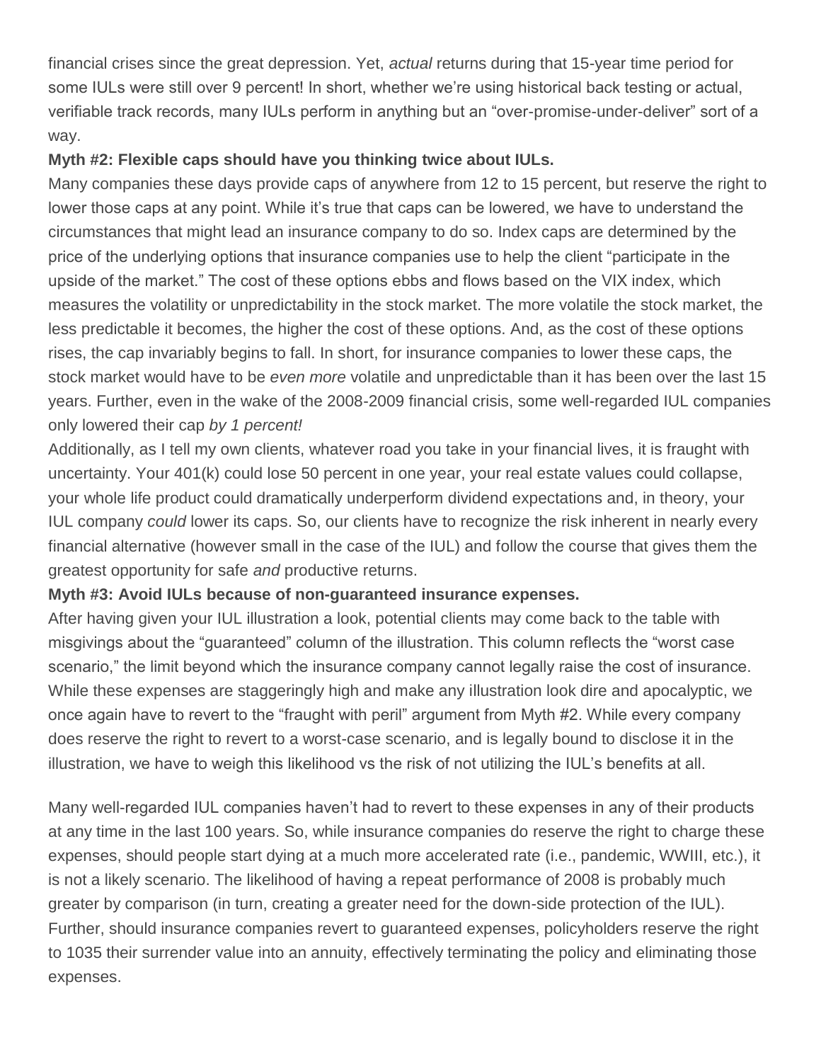financial crises since the great depression. Yet, *actual* returns during that 15-year time period for some IULs were still over 9 percent! In short, whether we're using historical back testing or actual, verifiable track records, many IULs perform in anything but an "over-promise-under-deliver" sort of a way.

**Myth #2: Flexible caps should have you thinking twice about IULs.**

Many companies these days provide caps of anywhere from 12 to 15 percent, but reserve the right to lower those caps at any point. While it's true that caps can be lowered, we have to understand the circumstances that might lead an insurance company to do so. Index caps are determined by the price of the underlying options that insurance companies use to help the client "participate in the upside of the market." The cost of these options ebbs and flows based on the VIX index, which measures the volatility or unpredictability in the stock market. The more volatile the stock market, the less predictable it becomes, the higher the cost of these options. And, as the cost of these options rises, the cap invariably begins to fall. In short, for insurance companies to lower these caps, the stock market would have to be *even more* volatile and unpredictable than it has been over the last 15 years. Further, even in the wake of the 2008-2009 financial crisis, some well-regarded IUL companies only lowered their cap *by 1 percent!*

Additionally, as I tell my own clients, whatever road you take in your financial lives, it is fraught with uncertainty. Your 401(k) could lose 50 percent in one year, your real estate values could collapse, your whole life product could dramatically underperform dividend expectations and, in theory, your IUL company *could* lower its caps. So, our clients have to recognize the risk inherent in nearly every financial alternative (however small in the case of the IUL) and follow the course that gives them the greatest opportunity for safe *and* productive returns.

**Myth #3: Avoid IULs because of non-guaranteed insurance expenses.**

After having given your IUL illustration a look, potential clients may come back to the table with misgivings about the "guaranteed" column of the illustration. This column reflects the "worst case scenario," the limit beyond which the insurance company cannot legally raise the cost of insurance. While these expenses are staggeringly high and make any illustration look dire and apocalyptic, we once again have to revert to the "fraught with peril" argument from Myth #2. While every company does reserve the right to revert to a worst-case scenario, and is legally bound to disclose it in the illustration, we have to weigh this likelihood vs the risk of not utilizing the IUL's benefits at all.

Many well-regarded IUL companies haven't had to revert to these expenses in any of their products at any time in the last 100 years. So, while insurance companies do reserve the right to charge these expenses, should people start dying at a much more accelerated rate (i.e., pandemic, WWIII, etc.), it is not a likely scenario. The likelihood of having a repeat performance of 2008 is probably much greater by comparison (in turn, creating a greater need for the down-side protection of the IUL). Further, should insurance companies revert to guaranteed expenses, policyholders reserve the right to 1035 their surrender value into an annuity, effectively terminating the policy and eliminating those expenses.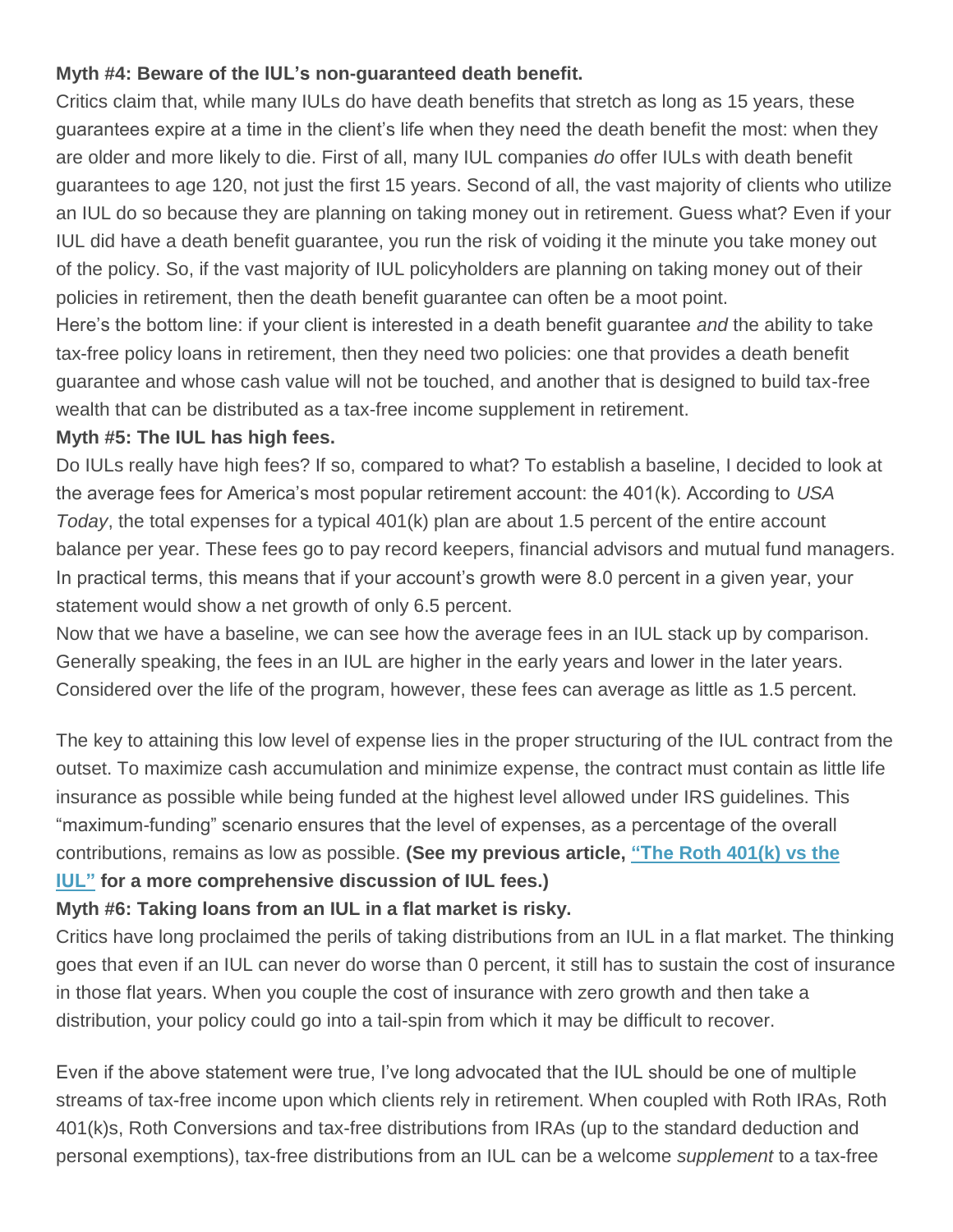**Myth #4: Beware of the IUL's non-guaranteed death benefit.**

Critics claim that, while many IULs do have death benefits that stretch as long as 15 years, these guarantees expire at a time in the client's life when they need the death benefit the most: when they are older and more likely to die. First of all, many IUL companies *do* offer IULs with death benefit guarantees to age 120, not just the first 15 years. Second of all, the vast majority of clients who utilize an IUL do so because they are planning on taking money out in retirement. Guess what? Even if your IUL did have a death benefit guarantee, you run the risk of voiding it the minute you take money out of the policy. So, if the vast majority of IUL policyholders are planning on taking money out of their policies in retirement, then the death benefit guarantee can often be a moot point.

Here's the bottom line: if your client is interested in a death benefit guarantee *and* the ability to take tax-free policy loans in retirement, then they need two policies: one that provides a death benefit guarantee and whose cash value will not be touched, and another that is designed to build tax-free wealth that can be distributed as a tax-free income supplement in retirement.

**Myth #5: The IUL has high fees.**

Do IULs really have high fees? If so, compared to what? To establish a baseline, I decided to look at the average fees for America's most popular retirement account: the 401(k). According to *USA Today*, the total expenses for a typical 401(k) plan are about 1.5 percent of the entire account balance per year. These fees go to pay record keepers, financial advisors and mutual fund managers. In practical terms, this means that if your account's growth were 8.0 percent in a given year, your statement would show a net growth of only 6.5 percent.

Now that we have a baseline, we can see how the average fees in an IUL stack up by comparison. Generally speaking, the fees in an IUL are higher in the early years and lower in the later years. Considered over the life of the program, however, these fees can average as little as 1.5 percent.

The key to attaining this low level of expense lies in the proper structuring of the IUL contract from the outset. To maximize cash accumulation and minimize expense, the contract must contain as little life insurance as possible while being funded at the highest level allowed under IRS guidelines. This "maximum-funding" scenario ensures that the level of expenses, as a percentage of the overall contributions, remains as low as possible. **(See my previous article, "The Roth 401(k) vs the IUL" for a more comprehensive discussion of IUL fees.)**

**Myth #6: Taking loans from an IUL in a flat market is risky.**

Critics have long proclaimed the perils of taking distributions from an IUL in a flat market. The thinking goes that even if an IUL can never do worse than 0 percent, it still has to sustain the cost of insurance in those flat years. When you couple the cost of insurance with zero growth and then take a distribution, your policy could go into a tail-spin from which it may be difficult to recover.

Even if the above statement were true, I've long advocated that the IUL should be one of multiple streams of tax-free income upon which clients rely in retirement. When coupled with Roth IRAs, Roth 401(k)s, Roth Conversions and tax-free distributions from IRAs (up to the standard deduction and personal exemptions), tax-free distributions from an IUL can be a welcome *supplement* to a tax-free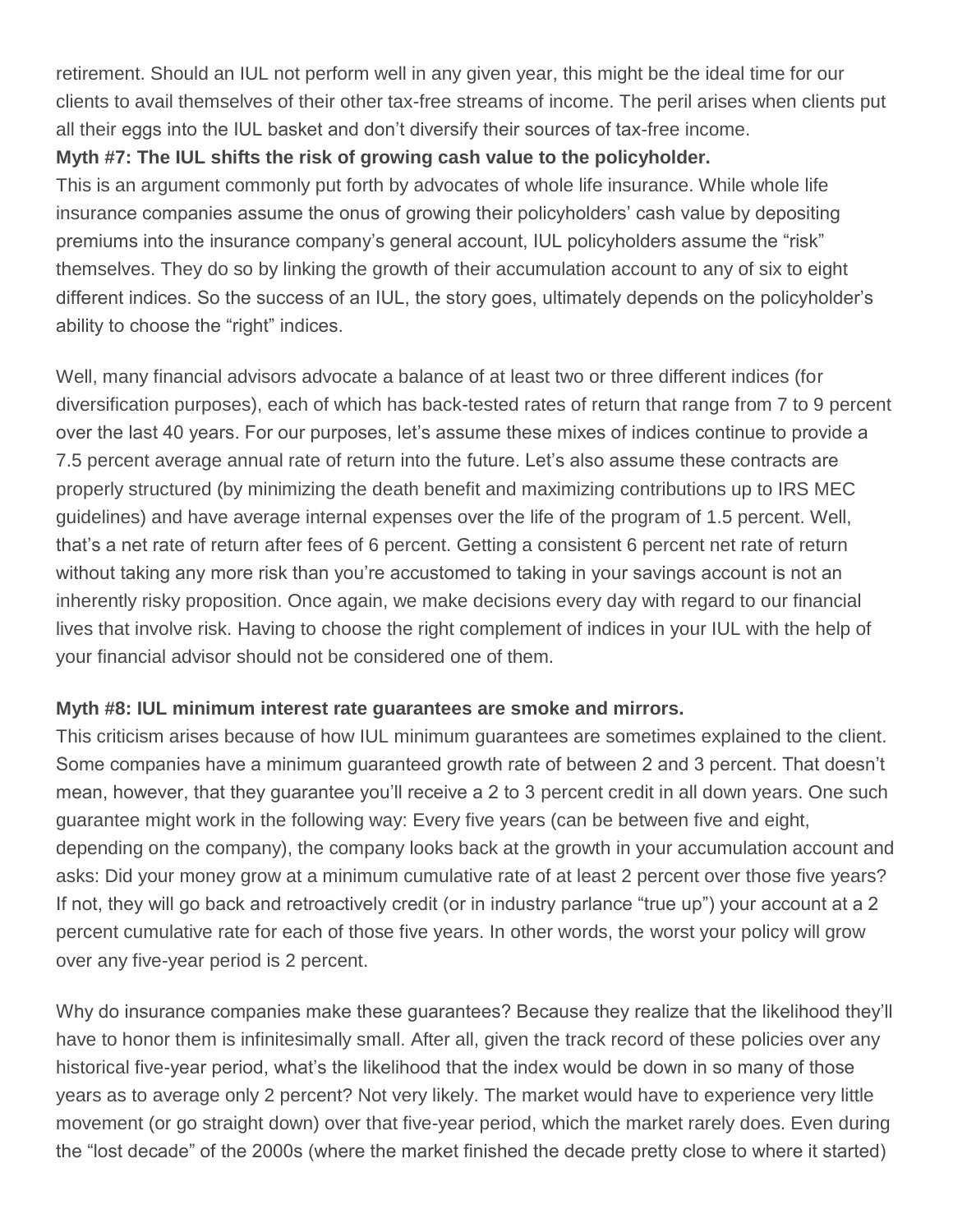retirement. Should an IUL not perform well in any given year, this might be the ideal time for our clients to avail themselves of their other tax-free streams of income. The peril arises when clients put all their eggs into the IUL basket and don't diversify their sources of tax-free income.

**Myth #7: The IUL shifts the risk of growing cash value to the policyholder.**

This is an argument commonly put forth by advocates of whole life insurance. While whole life insurance companies assume the onus of growing their policyholders' cash value by depositing premiums into the insurance company's general account, IUL policyholders assume the "risk" themselves. They do so by linking the growth of their accumulation account to any of six to eight different indices. So the success of an IUL, the story goes, ultimately depends on the policyholder's ability to choose the "right" indices.

Well, many financial advisors advocate a balance of at least two or three different indices (for diversification purposes), each of which has back-tested rates of return that range from 7 to 9 percent over the last 40 years. For our purposes, let's assume these mixes of indices continue to provide a 7.5 percent average annual rate of return into the future. Let's also assume these contracts are properly structured (by minimizing the death benefit and maximizing contributions up to IRS MEC guidelines) and have average internal expenses over the life of the program of 1.5 percent. Well, that's a net rate of return after fees of 6 percent. Getting a consistent 6 percent net rate of return without taking any more risk than you're accustomed to taking in your savings account is not an inherently risky proposition. Once again, we make decisions every day with regard to our financial lives that involve risk. Having to choose the right complement of indices in your IUL with the help of your financial advisor should not be considered one of them.

**Myth #8: IUL minimum interest rate guarantees are smoke and mirrors.**

This criticism arises because of how IUL minimum guarantees are sometimes explained to the client. Some companies have a minimum guaranteed growth rate of between 2 and 3 percent. That doesn't mean, however, that they guarantee you'll receive a 2 to 3 percent credit in all down years. One such guarantee might work in the following way: Every five years (can be between five and eight, depending on the company), the company looks back at the growth in your accumulation account and asks: Did your money grow at a minimum cumulative rate of at least 2 percent over those five years? If not, they will go back and retroactively credit (or in industry parlance "true up") your account at a 2 percent cumulative rate for each of those five years. In other words, the worst your policy will grow over any five-year period is 2 percent.

Why do insurance companies make these guarantees? Because they realize that the likelihood they'll have to honor them is infinitesimally small. After all, given the track record of these policies over any historical five-year period, what's the likelihood that the index would be down in so many of those years as to average only 2 percent? Not very likely. The market would have to experience very little movement (or go straight down) over that five-year period, which the market rarely does. Even during the "lost decade" of the 2000s (where the market finished the decade pretty close to where it started)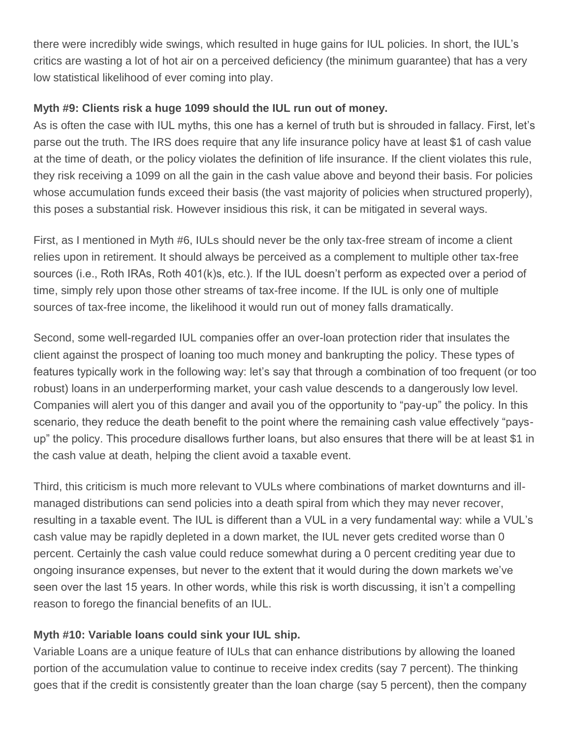there were incredibly wide swings, which resulted in huge gains for IUL policies. In short, the IUL's critics are wasting a lot of hot air on a perceived deficiency (the minimum guarantee) that has a very low statistical likelihood of ever coming into play.

**Myth #9: Clients risk a huge 1099 should the IUL run out of money.**

As is often the case with IUL myths, this one has a kernel of truth but is shrouded in fallacy. First, let's parse out the truth. The IRS does require that any life insurance policy have at least $1 of cash value at the time of death, or the policy violates the definition of life insurance. If the client violates this rule, they risk receiving a 1099 on all the gain in the cash value above and beyond their basis. For policies whose accumulation funds exceed their basis (the vast majority of policies when structured properly), this poses a substantial risk. However insidious this risk, it can be mitigated in several ways.

First, as I mentioned in Myth #6, IULs should never be the only tax-free stream of income a client relies upon in retirement. It should always be perceived as a complement to multiple other tax-free sources (i.e., Roth IRAs, Roth 401(k)s, etc.). If the IUL doesn't perform as expected over a period of time, simply rely upon those other streams of tax-free income. If the IUL is only one of multiple sources of tax-free income, the likelihood it would run out of money falls dramatically.

Second, some well-regarded IUL companies offer an over-loan protection rider that insulates the client against the prospect of loaning too much money and bankrupting the policy. These types of features typically work in the following way: let's say that through a combination of too frequent (or too robust) loans in an underperforming market, your cash value descends to a dangerously low level. Companies will alert you of this danger and avail you of the opportunity to "pay-up" the policy. In this scenario, they reduce the death benefit to the point where the remaining cash value effectively "pays-up" the policy. This procedure disallows further loans, but also ensures that there will be at least $1 in the cash value at death, helping the client avoid a taxable event.

Third, this criticism is much more relevant to VULs where combinations of market downturns and ill-managed distributions can send policies into a death spiral from which they may never recover, resulting in a taxable event. The IUL is different than a VUL in a very fundamental way: while a VUL's cash value may be rapidly depleted in a down market, the IUL never gets credited worse than 0 percent. Certainly the cash value could reduce somewhat during a 0 percent crediting year due to ongoing insurance expenses, but never to the extent that it would during the down markets we've seen over the last 15 years. In other words, while this risk is worth discussing, it isn't a compelling reason to forego the financial benefits of an IUL.

**Myth #10: Variable loans could sink your IUL ship.**

Variable Loans are a unique feature of IULs that can enhance distributions by allowing the loaned portion of the accumulation value to continue to receive index credits (say 7 percent). The thinking goes that if the credit is consistently greater than the loan charge (say 5 percent), then the company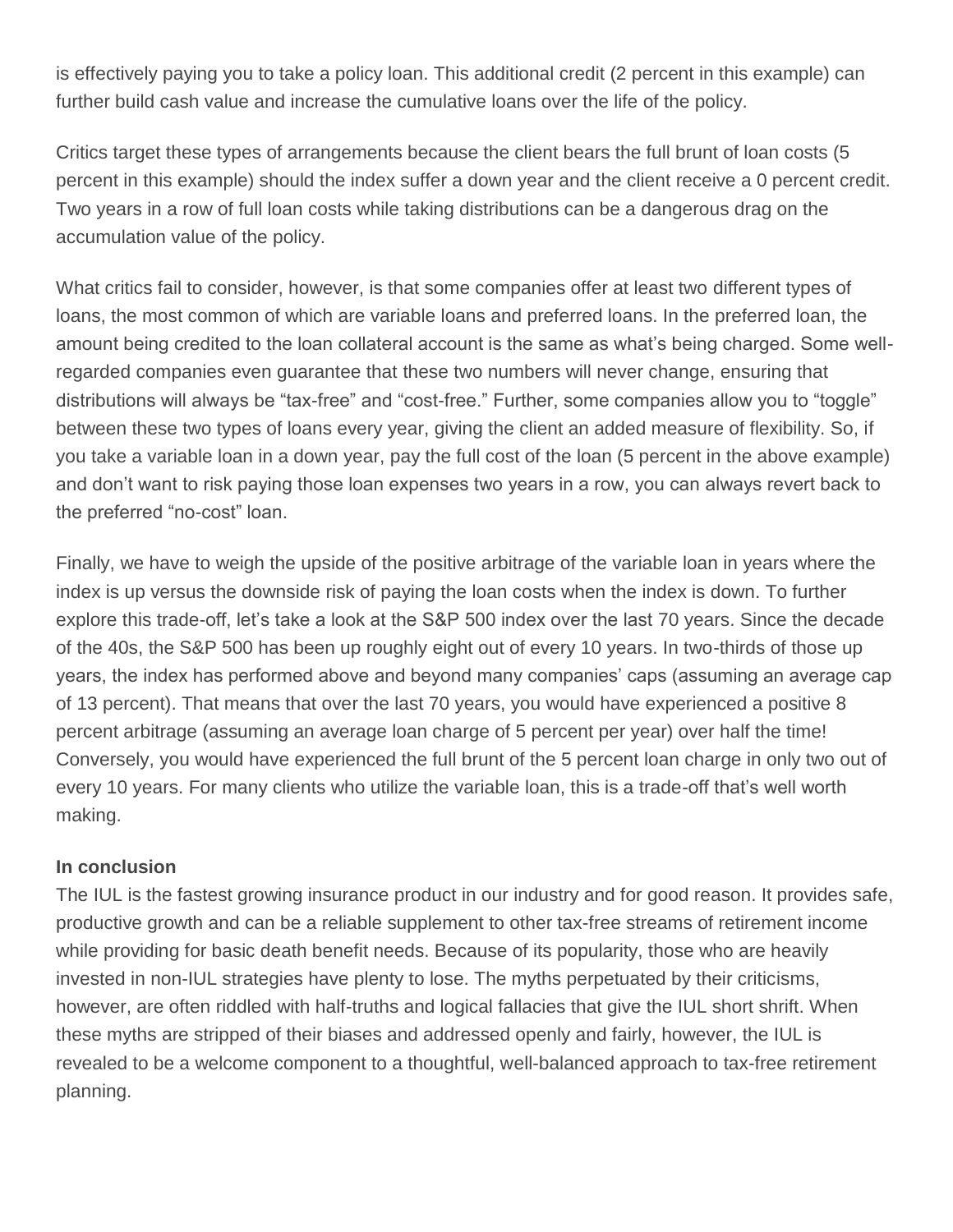is effectively paying you to take a policy loan. This additional credit (2 percent in this example) can further build cash value and increase the cumulative loans over the life of the policy.

Critics target these types of arrangements because the client bears the full brunt of loan costs (5 percent in this example) should the index suffer a down year and the client receive a 0 percent credit. Two years in a row of full loan costs while taking distributions can be a dangerous drag on the accumulation value of the policy.

What critics fail to consider, however, is that some companies offer at least two different types of loans, the most common of which are variable loans and preferred loans. In the preferred loan, the amount being credited to the loan collateral account is the same as what's being charged. Some well-regarded companies even guarantee that these two numbers will never change, ensuring that distributions will always be "tax-free" and "cost-free." Further, some companies allow you to "toggle" between these two types of loans every year, giving the client an added measure of flexibility. So, if you take a variable loan in a down year, pay the full cost of the loan (5 percent in the above example) and don't want to risk paying those loan expenses two years in a row, you can always revert back to the preferred "no-cost" loan.

Finally, we have to weigh the upside of the positive arbitrage of the variable loan in years where the index is up versus the downside risk of paying the loan costs when the index is down. To further explore this trade-off, let's take a look at the S&P 500 index over the last 70 years. Since the decade of the 40s, the S&P 500 has been up roughly eight out of every 10 years. In two-thirds of those up years, the index has performed above and beyond many companies' caps (assuming an average cap of 13 percent). That means that over the last 70 years, you would have experienced a positive 8 percent arbitrage (assuming an average loan charge of 5 percent per year) over half the time! Conversely, you would have experienced the full brunt of the 5 percent loan charge in only two out of every 10 years. For many clients who utilize the variable loan, this is a trade-off that's well worth making.

**In conclusion**

The IUL is the fastest growing insurance product in our industry and for good reason. It provides safe, productive growth and can be a reliable supplement to other tax-free streams of retirement income while providing for basic death benefit needs. Because of its popularity, those who are heavily invested in non-IUL strategies have plenty to lose. The myths perpetuated by their criticisms, however, are often riddled with half-truths and logical fallacies that give the IUL short shrift. When these myths are stripped of their biases and addressed openly and fairly, however, the IUL is revealed to be a welcome component to a thoughtful, well-balanced approach to tax-free retirement planning.